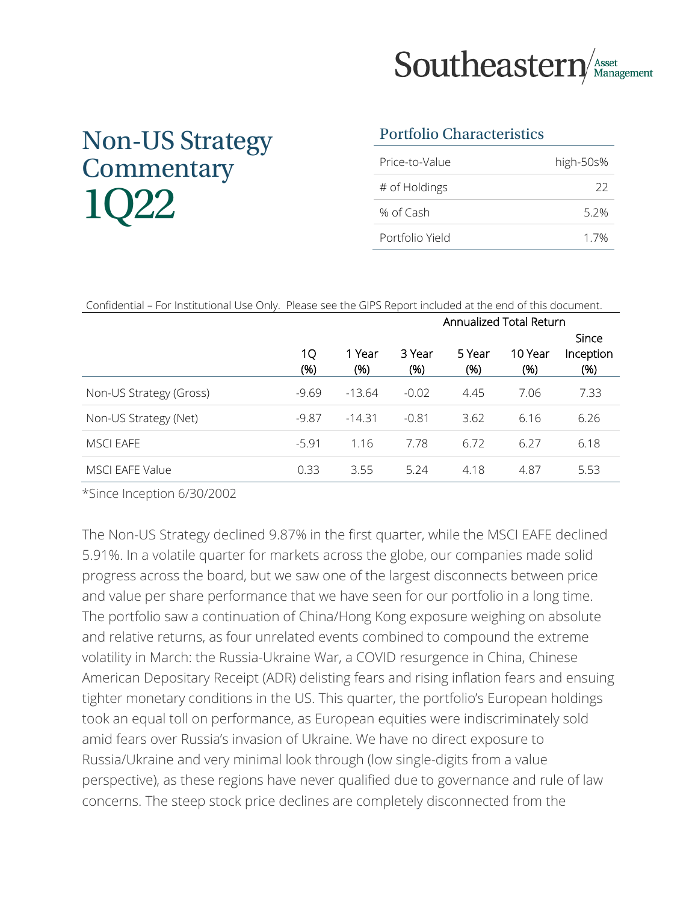Southeastern Asset Management

# Non-US Strategy Commentary 1Q22

## Portfolio Characteristics

| | |
|---|---|
| Price-to-Value | high-50s% |
| # of Holdings | 22 |
| % of Cash | 5.2% |
| Portfolio Yield | 1.7% |

Confidential – For Institutional Use Only. Please see the GIPS Report included at the end of this document.

| | | | Annualized Total Return | | | |
|---|---|---|---|---|---|---|
| | 1Q (%) | 1 Year (%) | 3 Year (%) | 5 Year (%) | 10 Year (%) | Since Inception (%) |
| Non-US Strategy (Gross) | -9.69 | -13.64 | -0.02 | 4.45 | 7.06 | 7.33 |
| Non-US Strategy (Net) | -9.87 | -14.31 | -0.81 | 3.62 | 6.16 | 6.26 |
| MSCI EAFE | -5.91 | 1.16 | 7.78 | 6.72 | 6.27 | 6.18 |
| MSCI EAFE Value | 0.33 | 3.55 | 5.24 | 4.18 | 4.87 | 5.53 |

*Since Inception 6/30/2002

The Non-US Strategy declined 9.87% in the first quarter, while the MSCI EAFE declined 5.91%. In a volatile quarter for markets across the globe, our companies made solid progress across the board, but we saw one of the largest disconnects between price and value per share performance that we have seen for our portfolio in a long time. The portfolio saw a continuation of China/Hong Kong exposure weighing on absolute and relative returns, as four unrelated events combined to compound the extreme volatility in March: the Russia-Ukraine War, a COVID resurgence in China, Chinese American Depositary Receipt (ADR) delisting fears and rising inflation fears and ensuing tighter monetary conditions in the US. This quarter, the portfolio's European holdings took an equal toll on performance, as European equities were indiscriminately sold amid fears over Russia's invasion of Ukraine. We have no direct exposure to Russia/Ukraine and very minimal look through (low single-digits from a value perspective), as these regions have never qualified due to governance and rule of law concerns. The steep stock price declines are completely disconnected from the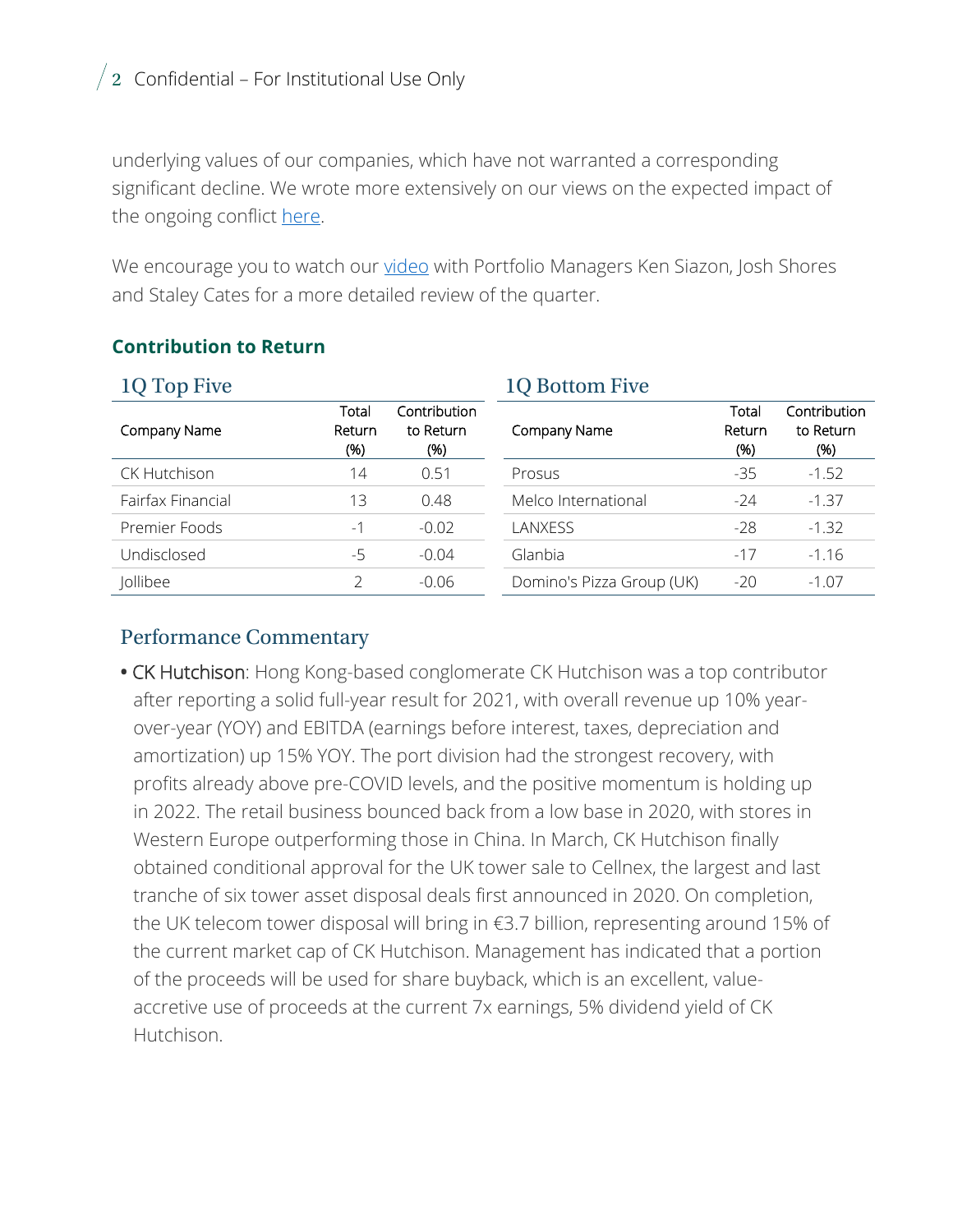underlying values of our companies, which have not warranted a corresponding significant decline. We wrote more extensively on our views on the expected impact of the ongoing conflict [here](#).

We encourage you to watch our [video](#) with Portfolio Managers Ken Siazon, Josh Shores and Staley Cates for a more detailed review of the quarter.

## Contribution to Return

### 1Q Top Five

| Company Name | Total Return (%) | Contribution to Return (%) |
|---|---|---|
| CK Hutchison | 14 | 0.51 |
| Fairfax Financial | 13 | 0.48 |
| Premier Foods | -1 | -0.02 |
| Undisclosed | -5 | -0.04 |
| Jollibee | 2 | -0.06 |

### 1Q Bottom Five

| Company Name | Total Return (%) | Contribution to Return (%) |
|---|---|---|
| Prosus | -35 | -1.52 |
| Melco International | -24 | -1.37 |
| LANXESS | -28 | -1.32 |
| Glanbia | -17 | -1.16 |
| Domino's Pizza Group (UK) | -20 | -1.07 |

### Performance Commentary

- CK Hutchison: Hong Kong-based conglomerate CK Hutchison was a top contributor after reporting a solid full-year result for 2021, with overall revenue up 10% year-over-year (YOY) and EBITDA (earnings before interest, taxes, depreciation and amortization) up 15% YOY. The port division had the strongest recovery, with profits already above pre-COVID levels, and the positive momentum is holding up in 2022. The retail business bounced back from a low base in 2020, with stores in Western Europe outperforming those in China. In March, CK Hutchison finally obtained conditional approval for the UK tower sale to Cellnex, the largest and last tranche of six tower asset disposal deals first announced in 2020. On completion, the UK telecom tower disposal will bring in €3.7 billion, representing around 15% of the current market cap of CK Hutchison. Management has indicated that a portion of the proceeds will be used for share buyback, which is an excellent, value-accretive use of proceeds at the current 7x earnings, 5% dividend yield of CK Hutchison.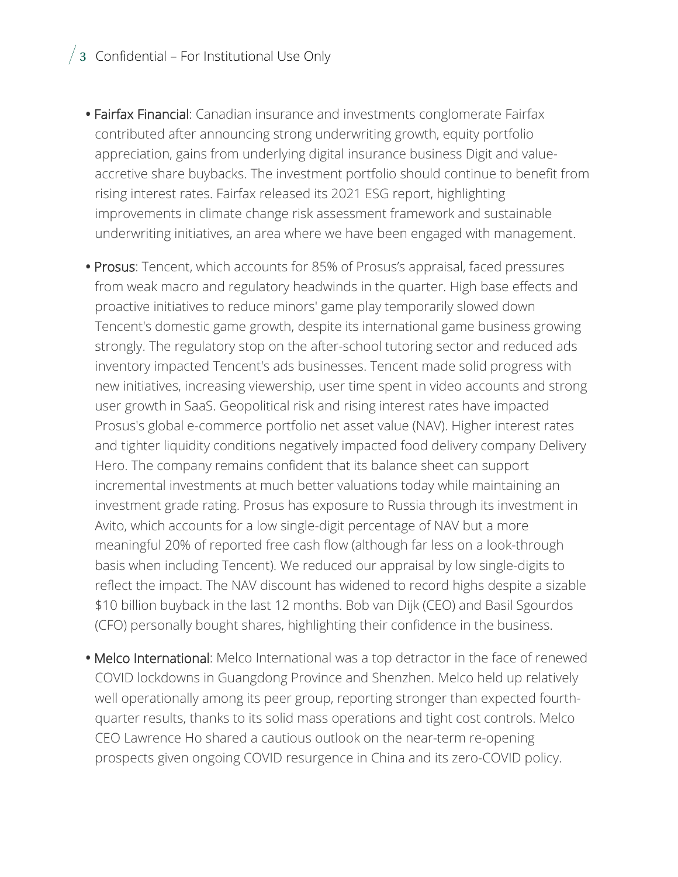- Fairfax Financial: Canadian insurance and investments conglomerate Fairfax contributed after announcing strong underwriting growth, equity portfolio appreciation, gains from underlying digital insurance business Digit and value-accretive share buybacks. The investment portfolio should continue to benefit from rising interest rates. Fairfax released its 2021 ESG report, highlighting improvements in climate change risk assessment framework and sustainable underwriting initiatives, an area where we have been engaged with management.

- Prosus: Tencent, which accounts for 85% of Prosus's appraisal, faced pressures from weak macro and regulatory headwinds in the quarter. High base effects and proactive initiatives to reduce minors' game play temporarily slowed down Tencent's domestic game growth, despite its international game business growing strongly. The regulatory stop on the after-school tutoring sector and reduced ads inventory impacted Tencent's ads businesses. Tencent made solid progress with new initiatives, increasing viewership, user time spent in video accounts and strong user growth in SaaS. Geopolitical risk and rising interest rates have impacted Prosus's global e-commerce portfolio net asset value (NAV). Higher interest rates and tighter liquidity conditions negatively impacted food delivery company Delivery Hero. The company remains confident that its balance sheet can support incremental investments at much better valuations today while maintaining an investment grade rating. Prosus has exposure to Russia through its investment in Avito, which accounts for a low single-digit percentage of NAV but a more meaningful 20% of reported free cash flow (although far less on a look-through basis when including Tencent). We reduced our appraisal by low single-digits to reflect the impact. The NAV discount has widened to record highs despite a sizable $10 billion buyback in the last 12 months. Bob van Dijk (CEO) and Basil Sgourdos (CFO) personally bought shares, highlighting their confidence in the business.

- Melco International: Melco International was a top detractor in the face of renewed COVID lockdowns in Guangdong Province and Shenzhen. Melco held up relatively well operationally among its peer group, reporting stronger than expected fourth-quarter results, thanks to its solid mass operations and tight cost controls. Melco CEO Lawrence Ho shared a cautious outlook on the near-term re-opening prospects given ongoing COVID resurgence in China and its zero-COVID policy.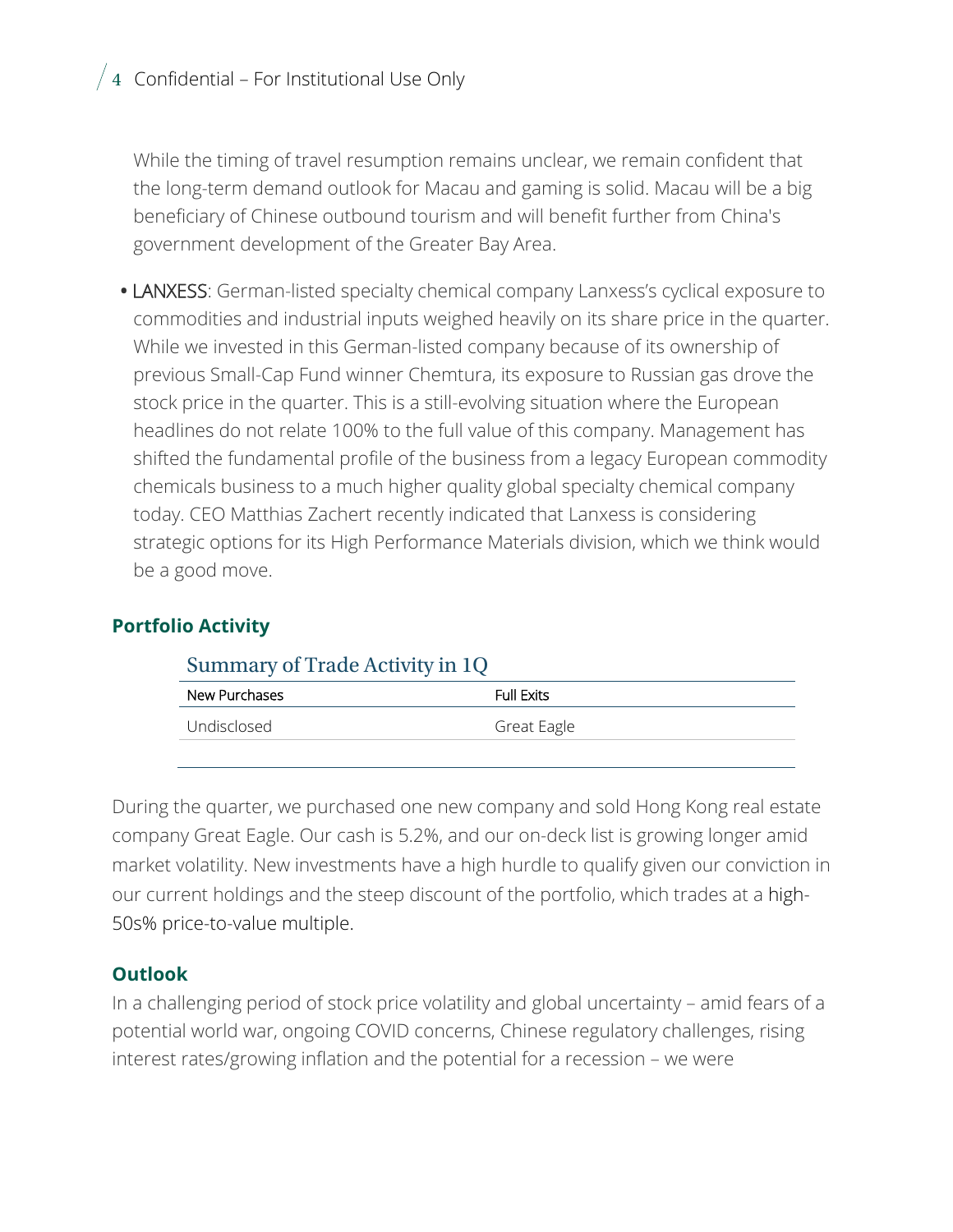While the timing of travel resumption remains unclear, we remain confident that the long-term demand outlook for Macau and gaming is solid. Macau will be a big beneficiary of Chinese outbound tourism and will benefit further from China's government development of the Greater Bay Area.

- LANXESS: German-listed specialty chemical company Lanxess's cyclical exposure to commodities and industrial inputs weighed heavily on its share price in the quarter. While we invested in this German-listed company because of its ownership of previous Small-Cap Fund winner Chemtura, its exposure to Russian gas drove the stock price in the quarter. This is a still-evolving situation where the European headlines do not relate 100% to the full value of this company. Management has shifted the fundamental profile of the business from a legacy European commodity chemicals business to a much higher quality global specialty chemical company today. CEO Matthias Zachert recently indicated that Lanxess is considering strategic options for its High Performance Materials division, which we think would be a good move.

## Portfolio Activity

### Summary of Trade Activity in 1Q

| New Purchases | Full Exits |
|---|---|
| Undisclosed | Great Eagle |

During the quarter, we purchased one new company and sold Hong Kong real estate company Great Eagle. Our cash is 5.2%, and our on-deck list is growing longer amid market volatility. New investments have a high hurdle to qualify given our conviction in our current holdings and the steep discount of the portfolio, which trades at a high-50s% price-to-value multiple.

## Outlook

In a challenging period of stock price volatility and global uncertainty – amid fears of a potential world war, ongoing COVID concerns, Chinese regulatory challenges, rising interest rates/growing inflation and the potential for a recession – we were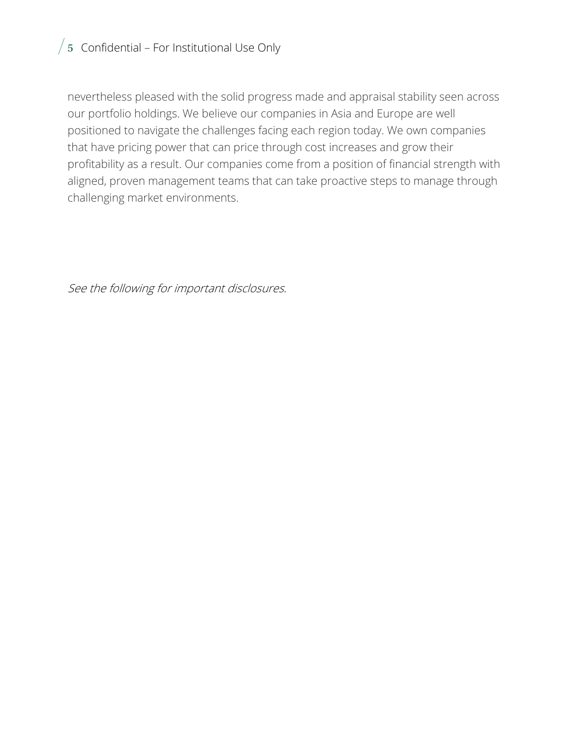nevertheless pleased with the solid progress made and appraisal stability seen across our portfolio holdings. We believe our companies in Asia and Europe are well positioned to navigate the challenges facing each region today. We own companies that have pricing power that can price through cost increases and grow their profitability as a result. Our companies come from a position of financial strength with aligned, proven management teams that can take proactive steps to manage through challenging market environments.

*See the following for important disclosures.*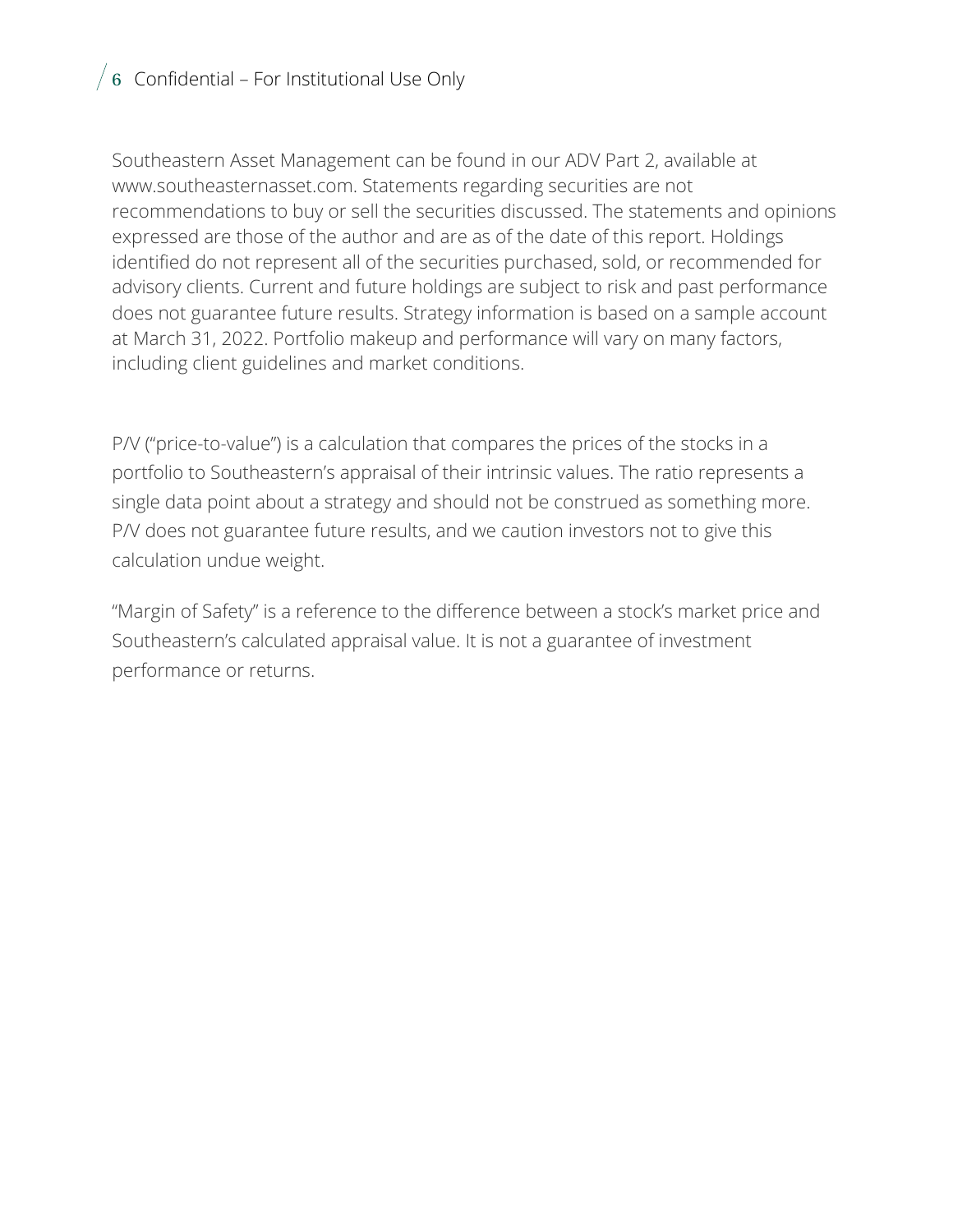Southeastern Asset Management can be found in our ADV Part 2, available at www.southeasternasset.com. Statements regarding securities are not recommendations to buy or sell the securities discussed. The statements and opinions expressed are those of the author and are as of the date of this report. Holdings identified do not represent all of the securities purchased, sold, or recommended for advisory clients. Current and future holdings are subject to risk and past performance does not guarantee future results. Strategy information is based on a sample account at March 31, 2022. Portfolio makeup and performance will vary on many factors, including client guidelines and market conditions.

P/V ("price-to-value") is a calculation that compares the prices of the stocks in a portfolio to Southeastern's appraisal of their intrinsic values. The ratio represents a single data point about a strategy and should not be construed as something more. P/V does not guarantee future results, and we caution investors not to give this calculation undue weight.

"Margin of Safety" is a reference to the difference between a stock's market price and Southeastern's calculated appraisal value. It is not a guarantee of investment performance or returns.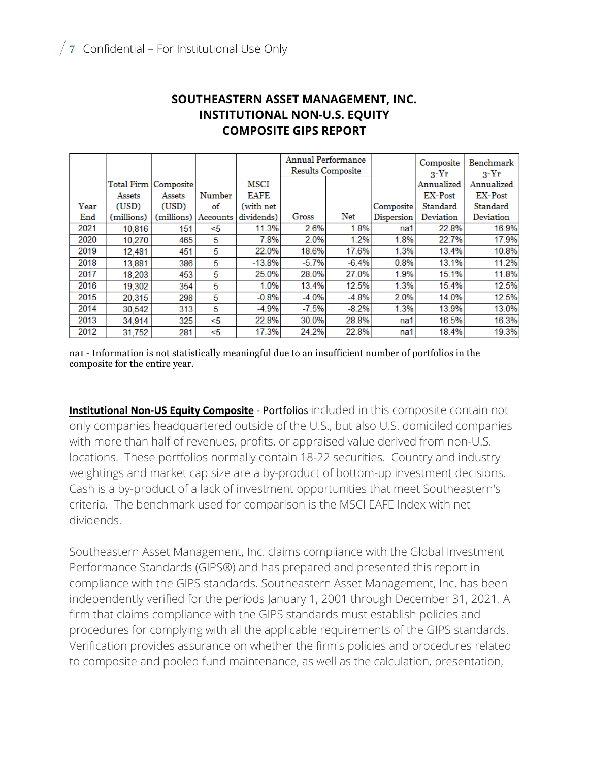## SOUTHEASTERN ASSET MANAGEMENT, INC.
## INSTITUTIONAL NON-U.S. EQUITY
## COMPOSITE GIPS REPORT

| Year End | Total Firm Assets (USD) (millions) | Composite Assets (USD) (millions) | Number of Accounts | MSCI EAFE (with net dividends) | Annual Performance Results Composite | | Composite Dispersion | Composite 3-Yr Annualized EX-Post Standard Deviation | Benchmark 3-Yr Annualized EX-Post Standard Deviation |
|---|---|---|---|---|---|---|---|---|---|
| | | | | | Gross | Net | | | |
| 2021 | 10,816 | 151 | <5 | 11.3% | 2.6% | 1.8% | na1 | 22.8% | 16.9% |
| 2020 | 10,270 | 465 | 5 | 7.8% | 2.0% | 1.2% | 1.8% | 22.7% | 17.9% |
| 2019 | 12,481 | 451 | 5 | 22.0% | 18.6% | 17.6% | 1.3% | 13.4% | 10.8% |
| 2018 | 13,881 | 386 | 5 | -13.8% | -5.7% | -6.4% | 0.8% | 13.1% | 11.2% |
| 2017 | 18,203 | 453 | 5 | 25.0% | 28.0% | 27.0% | 1.9% | 15.1% | 11.8% |
| 2016 | 19,302 | 354 | 5 | 1.0% | 13.4% | 12.5% | 1.3% | 15.4% | 12.5% |
| 2015 | 20,315 | 298 | 5 | -0.8% | -4.0% | -4.8% | 2.0% | 14.0% | 12.5% |
| 2014 | 30,542 | 313 | 5 | -4.9% | -7.5% | -8.2% | 1.3% | 13.9% | 13.0% |
| 2013 | 34,914 | 325 | <5 | 22.8% | 30.0% | 28.8% | na1 | 16.5% | 16.3% |
| 2012 | 31,752 | 281 | <5 | 17.3% | 24.2% | 22.8% | na1 | 18.4% | 19.3% |

na1 - Information is not statistically meaningful due to an insufficient number of portfolios in the composite for the entire year.

**Institutional Non-US Equity Composite** - Portfolios included in this composite contain not only companies headquartered outside of the U.S., but also U.S. domiciled companies with more than half of revenues, profits, or appraised value derived from non-U.S. locations. These portfolios normally contain 18-22 securities. Country and industry weightings and market cap size are a by-product of bottom-up investment decisions. Cash is a by-product of a lack of investment opportunities that meet Southeastern's criteria. The benchmark used for comparison is the MSCI EAFE Index with net dividends.

Southeastern Asset Management, Inc. claims compliance with the Global Investment Performance Standards (GIPS®) and has prepared and presented this report in compliance with the GIPS standards. Southeastern Asset Management, Inc. has been independently verified for the periods January 1, 2001 through December 31, 2021. A firm that claims compliance with the GIPS standards must establish policies and procedures for complying with all the applicable requirements of the GIPS standards. Verification provides assurance on whether the firm's policies and procedures related to composite and pooled fund maintenance, as well as the calculation, presentation,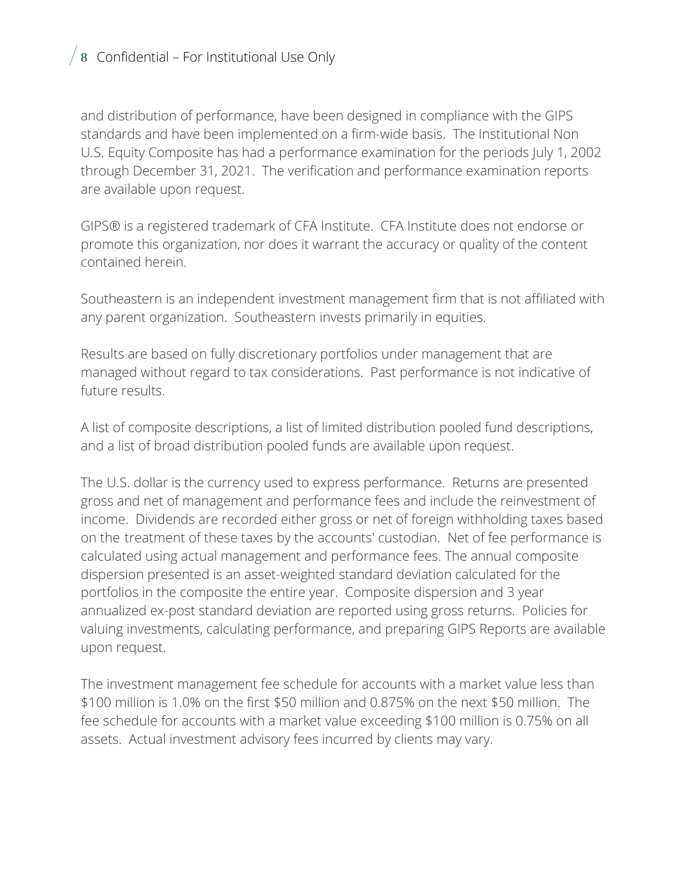and distribution of performance, have been designed in compliance with the GIPS standards and have been implemented on a firm-wide basis. The Institutional Non U.S. Equity Composite has had a performance examination for the periods July 1, 2002 through December 31, 2021. The verification and performance examination reports are available upon request.

GIPS® is a registered trademark of CFA Institute. CFA Institute does not endorse or promote this organization, nor does it warrant the accuracy or quality of the content contained herein.

Southeastern is an independent investment management firm that is not affiliated with any parent organization. Southeastern invests primarily in equities.

Results are based on fully discretionary portfolios under management that are managed without regard to tax considerations. Past performance is not indicative of future results.

A list of composite descriptions, a list of limited distribution pooled fund descriptions, and a list of broad distribution pooled funds are available upon request.

The U.S. dollar is the currency used to express performance. Returns are presented gross and net of management and performance fees and include the reinvestment of income. Dividends are recorded either gross or net of foreign withholding taxes based on the treatment of these taxes by the accounts' custodian. Net of fee performance is calculated using actual management and performance fees. The annual composite dispersion presented is an asset-weighted standard deviation calculated for the portfolios in the composite the entire year. Composite dispersion and 3 year annualized ex-post standard deviation are reported using gross returns. Policies for valuing investments, calculating performance, and preparing GIPS Reports are available upon request.

The investment management fee schedule for accounts with a market value less than $100 million is 1.0% on the first $50 million and 0.875% on the next $50 million. The fee schedule for accounts with a market value exceeding $100 million is 0.75% on all assets. Actual investment advisory fees incurred by clients may vary.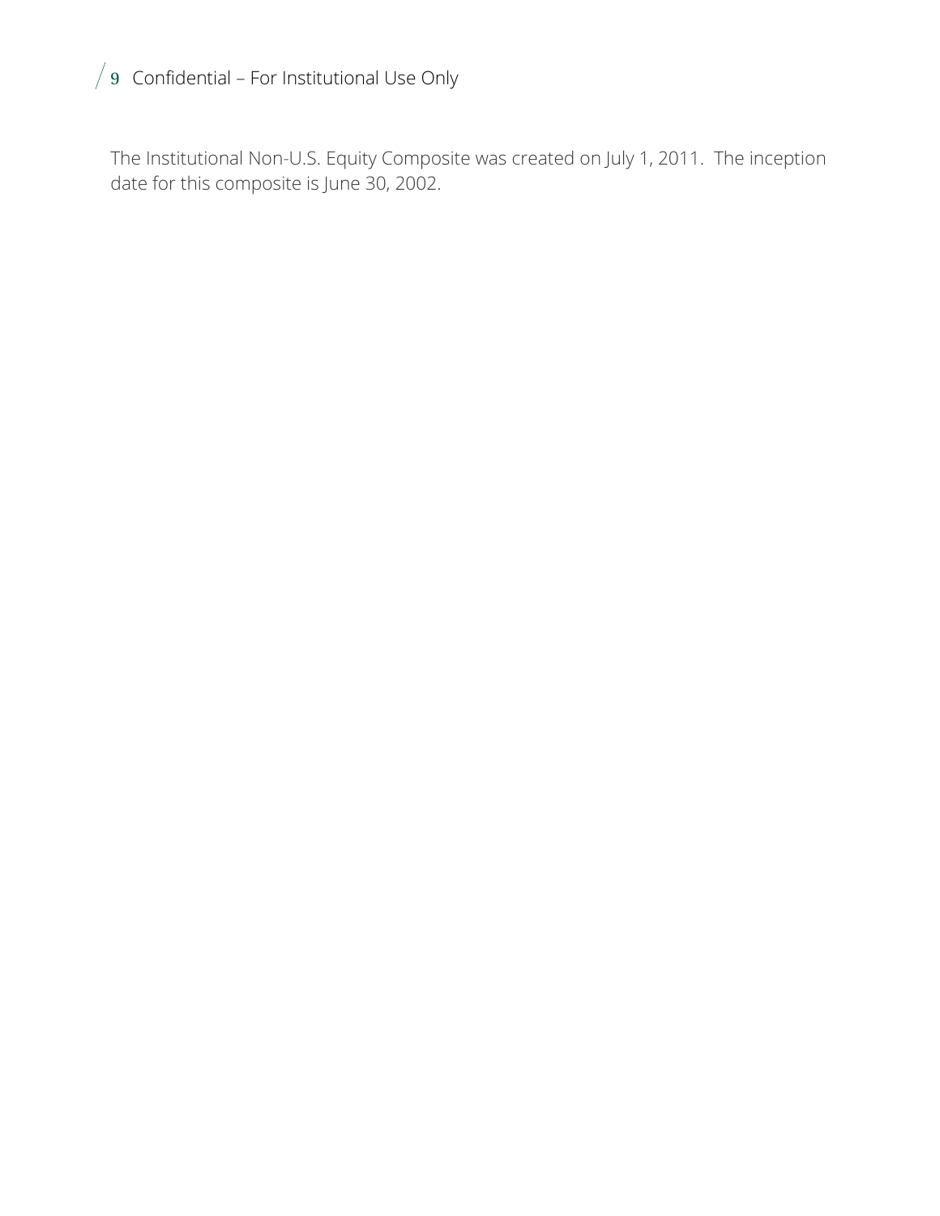The Institutional Non-U.S. Equity Composite was created on July 1, 2011. The inception date for this composite is June 30, 2002.